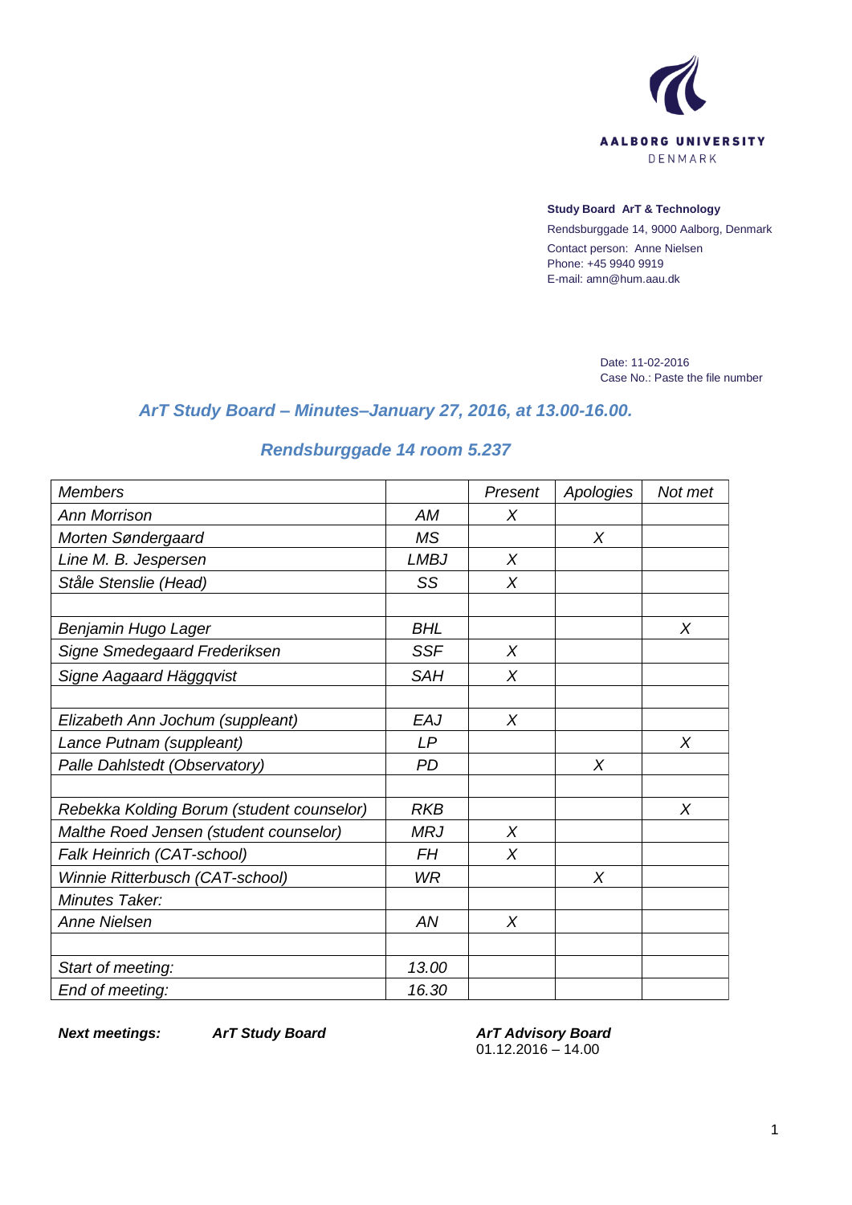AALBORG UNIVERSITY
DENMARK

**Study Board ArT & Technology**
Rendsburggade 14, 9000 Aalborg, Denmark
Contact person: Anne Nielsen
Phone: +45 9940 9919
E-mail: amn@hum.aau.dk

Date: 11-02-2016
Case No.: Paste the file number

## *ArT Study Board – Minutes–January 27, 2016, at 13.00-16.00.*

## *Rendsburggade 14 room 5.237*

| *Members* | | *Present* | *Apologies* | *Not met* |
|---|---|---|---|---|
| *Ann Morrison* | *AM* | *X* | | |
| *Morten Søndergaard* | *MS* | | *X* | |
| *Line M. B. Jespersen* | *LMBJ* | *X* | | |
| *Ståle Stenslie (Head)* | *SS* | *X* | | |
| | | | | |
| *Benjamin Hugo Lager* | *BHL* | | | *X* |
| *Signe Smedegaard Frederiksen* | *SSF* | *X* | | |
| *Signe Aagaard Häggqvist* | *SAH* | *X* | | |
| | | | | |
| *Elizabeth Ann Jochum (suppleant)* | *EAJ* | *X* | | |
| *Lance Putnam (suppleant)* | *LP* | | | *X* |
| *Palle Dahlstedt (Observatory)* | *PD* | | *X* | |
| | | | | |
| *Rebekka Kolding Borum (student counselor)* | *RKB* | | | *X* |
| *Malthe Roed Jensen (student counselor)* | *MRJ* | *X* | | |
| *Falk Heinrich (CAT-school)* | *FH* | *X* | | |
| *Winnie Ritterbusch (CAT-school)* | *WR* | | *X* | |
| *Minutes Taker:* | | | | |
| *Anne Nielsen* | *AN* | *X* | | |
| | | | | |
| *Start of meeting:* | *13.00* | | | |
| *End of meeting:* | *16.30* | | | |

***Next meetings:*** ***ArT Study Board*** ***ArT Advisory Board***
01.12.2016 – 14.00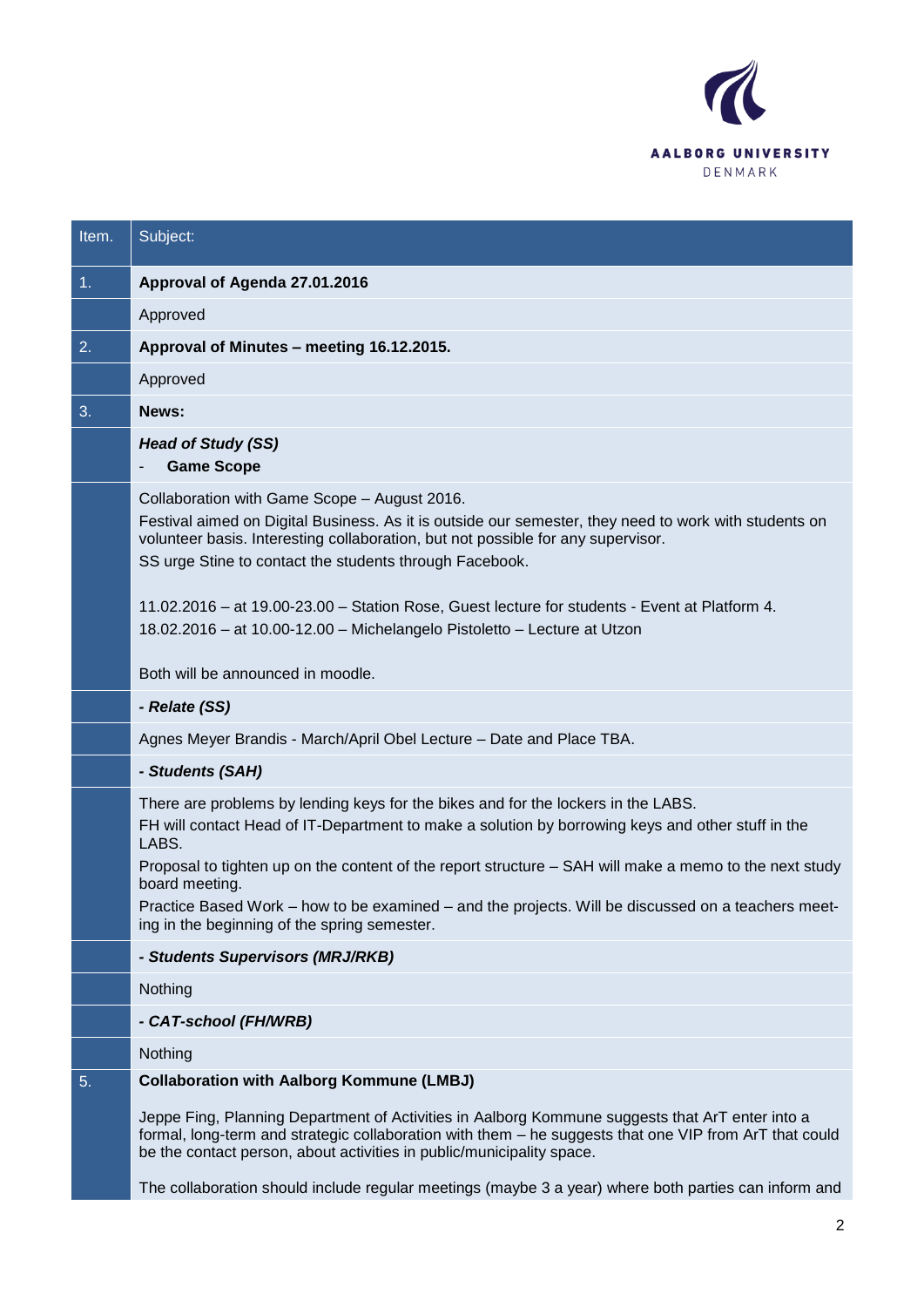| Item. | Subject: |
|---|---|
| 1. | **Approval of Agenda 27.01.2016** |
| | Approved |
| 2. | **Approval of Minutes – meeting 16.12.2015.** |
| | Approved |
| 3. | **News:** |
| | ***Head of Study (SS)***<br>- **Game Scope** |
| | Collaboration with Game Scope – August 2016.<br>Festival aimed on Digital Business. As it is outside our semester, they need to work with students on volunteer basis. Interesting collaboration, but not possible for any supervisor.<br>SS urge Stine to contact the students through Facebook.<br><br>11.02.2016 – at 19.00-23.00 – Station Rose, Guest lecture for students - Event at Platform 4.<br>18.02.2016 – at 10.00-12.00 – Michelangelo Pistoletto – Lecture at Utzon<br><br>Both will be announced in moodle. |
| | ***- Relate (SS)*** |
| | Agnes Meyer Brandis - March/April Obel Lecture – Date and Place TBA. |
| | ***- Students (SAH)*** |
| | There are problems by lending keys for the bikes and for the lockers in the LABS.<br>FH will contact Head of IT-Department to make a solution by borrowing keys and other stuff in the LABS.<br>Proposal to tighten up on the content of the report structure – SAH will make a memo to the next study board meeting.<br>Practice Based Work – how to be examined – and the projects. Will be discussed on a teachers meeting in the beginning of the spring semester. |
| | ***- Students Supervisors (MRJ/RKB)*** |
| | Nothing |
| | ***- CAT-school (FH/WRB)*** |
| | Nothing |
| 5. | **Collaboration with Aalborg Kommune (LMBJ)**<br><br>Jeppe Fing, Planning Department of Activities in Aalborg Kommune suggests that ArT enter into a formal, long-term and strategic collaboration with them – he suggests that one VIP from ArT that could be the contact person, about activities in public/municipality space.<br><br>The collaboration should include regular meetings (maybe 3 a year) where both parties can inform and |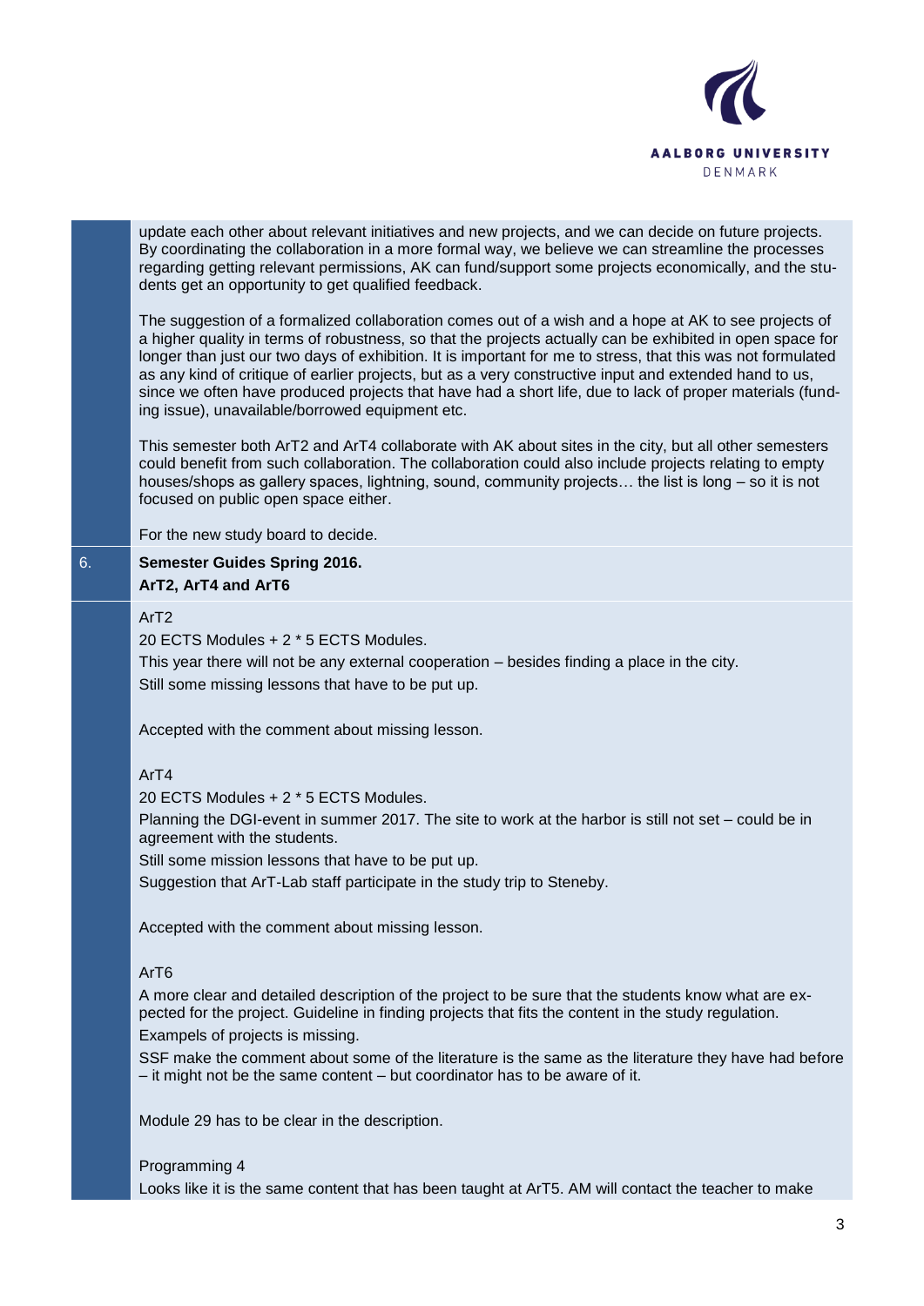update each other about relevant initiatives and new projects, and we can decide on future projects. By coordinating the collaboration in a more formal way, we believe we can streamline the processes regarding getting relevant permissions, AK can fund/support some projects economically, and the students get an opportunity to get qualified feedback.

The suggestion of a formalized collaboration comes out of a wish and a hope at AK to see projects of a higher quality in terms of robustness, so that the projects actually can be exhibited in open space for longer than just our two days of exhibition. It is important for me to stress, that this was not formulated as any kind of critique of earlier projects, but as a very constructive input and extended hand to us, since we often have produced projects that have had a short life, due to lack of proper materials (funding issue), unavailable/borrowed equipment etc.

This semester both ArT2 and ArT4 collaborate with AK about sites in the city, but all other semesters could benefit from such collaboration. The collaboration could also include projects relating to empty houses/shops as gallery spaces, lightning, sound, community projects… the list is long – so it is not focused on public open space either.

For the new study board to decide.

## 6. Semester Guides Spring 2016. ArT2, ArT4 and ArT6

ArT2

20 ECTS Modules + 2 * 5 ECTS Modules.

This year there will not be any external cooperation – besides finding a place in the city.

Still some missing lessons that have to be put up.

Accepted with the comment about missing lesson.

ArT4

20 ECTS Modules + 2 * 5 ECTS Modules.

Planning the DGI-event in summer 2017. The site to work at the harbor is still not set – could be in agreement with the students.

Still some mission lessons that have to be put up.

Suggestion that ArT-Lab staff participate in the study trip to Steneby.

Accepted with the comment about missing lesson.

ArT6

A more clear and detailed description of the project to be sure that the students know what are expected for the project. Guideline in finding projects that fits the content in the study regulation.

Exampels of projects is missing.

SSF make the comment about some of the literature is the same as the literature they have had before – it might not be the same content – but coordinator has to be aware of it.

Module 29 has to be clear in the description.

Programming 4

Looks like it is the same content that has been taught at ArT5. AM will contact the teacher to make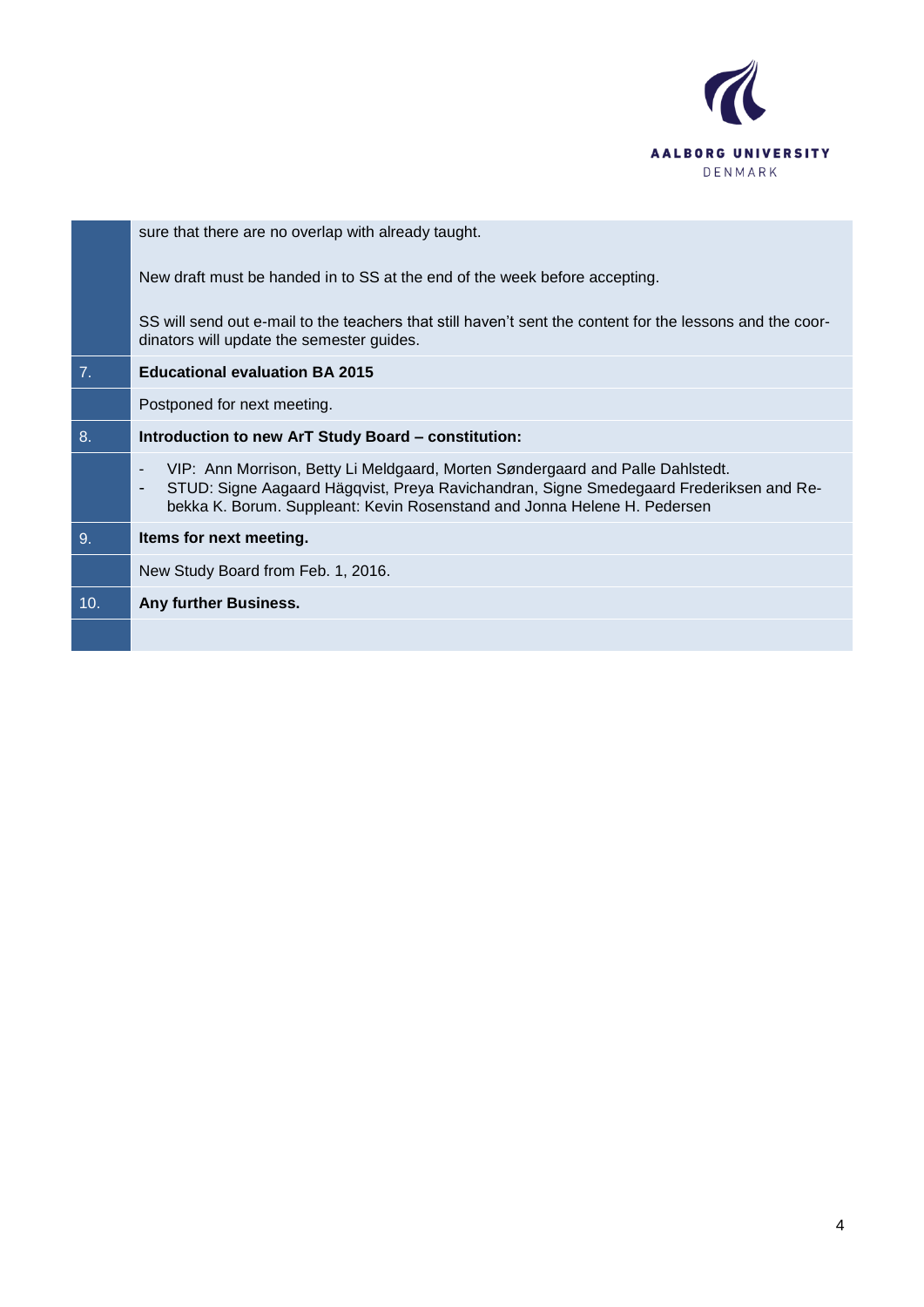| | |
|---|---|
| | sure that there are no overlap with already taught.<br><br>New draft must be handed in to SS at the end of the week before accepting.<br><br>SS will send out e-mail to the teachers that still haven't sent the content for the lessons and the coordinators will update the semester guides. |
| 7. | **Educational evaluation BA 2015** |
| | Postponed for next meeting. |
| 8. | **Introduction to new ArT Study Board – constitution:** |
| | - VIP: Ann Morrison, Betty Li Meldgaard, Morten Søndergaard and Palle Dahlstedt.<br>- STUD: Signe Aagaard Hägqvist, Preya Ravichandran, Signe Smedegaard Frederiksen and Rebekka K. Borum. Suppleant: Kevin Rosenstand and Jonna Helene H. Pedersen |
| 9. | **Items for next meeting.** |
| | New Study Board from Feb. 1, 2016. |
| 10. | **Any further Business.** |
| | |